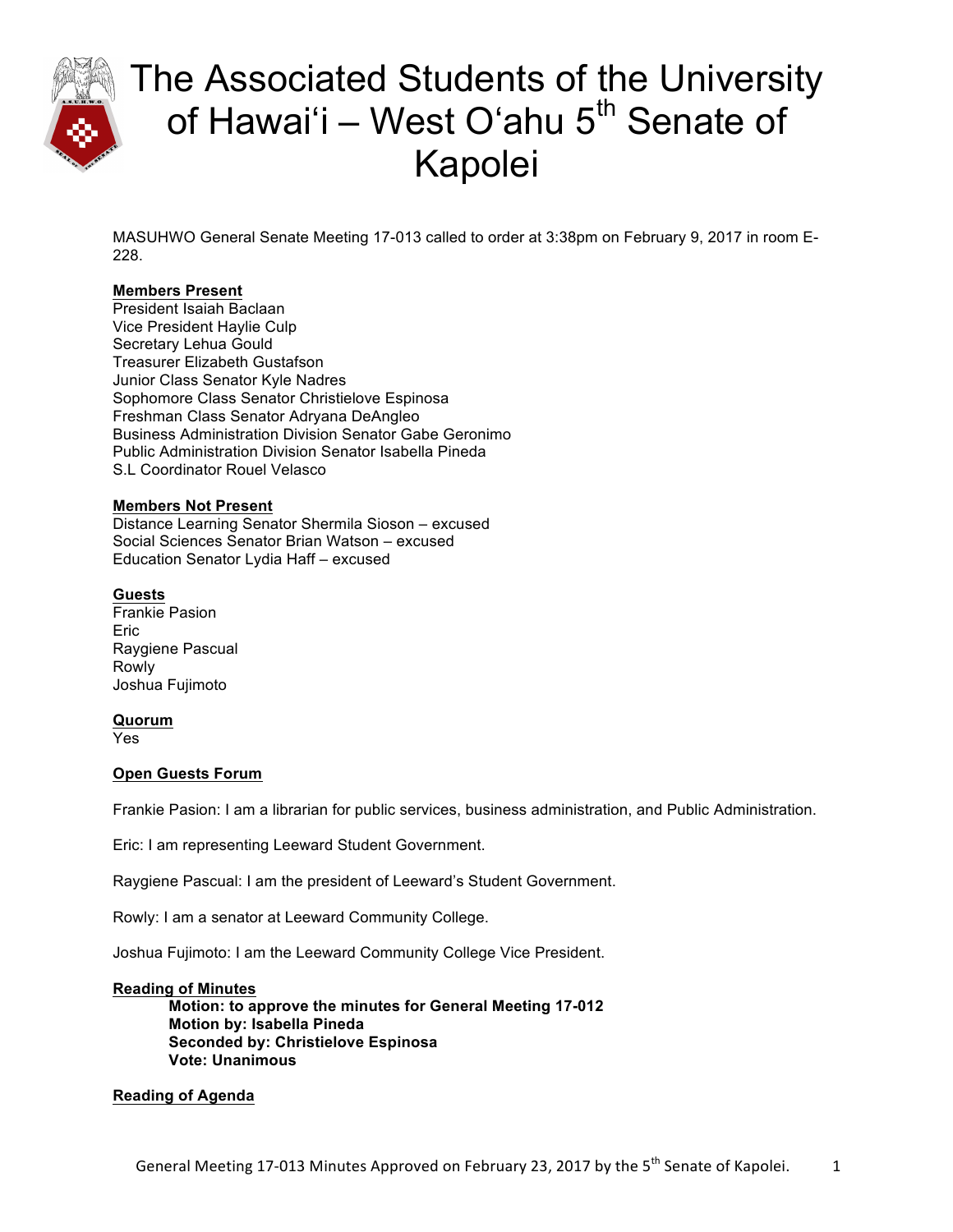# The Associated Students of the University of Hawaiʻi – West Oʻahu 5th Senate of Kapolei

MASUHWO General Senate Meeting 17-013 called to order at 3:38pm on February 9, 2017 in room E-228.

**Members Present**

President Isaiah Baclaan
Vice President Haylie Culp
Secretary Lehua Gould
Treasurer Elizabeth Gustafson
Junior Class Senator Kyle Nadres
Sophomore Class Senator Christielove Espinosa
Freshman Class Senator Adryana DeAngleo
Business Administration Division Senator Gabe Geronimo
Public Administration Division Senator Isabella Pineda
S.L Coordinator Rouel Velasco

**Members Not Present**

Distance Learning Senator Shermila Sioson – excused
Social Sciences Senator Brian Watson – excused
Education Senator Lydia Haff – excused

**Guests**

Frankie Pasion
Eric
Raygiene Pascual
Rowly
Joshua Fujimoto

**Quorum**

Yes

**Open Guests Forum**

Frankie Pasion: I am a librarian for public services, business administration, and Public Administration.

Eric: I am representing Leeward Student Government.

Raygiene Pascual: I am the president of Leeward's Student Government.

Rowly: I am a senator at Leeward Community College.

Joshua Fujimoto: I am the Leeward Community College Vice President.

**Reading of Minutes**

> **Motion: to approve the minutes for General Meeting 17-012**
> **Motion by: Isabella Pineda**
> **Seconded by: Christielove Espinosa**
> **Vote: Unanimous**

**Reading of Agenda**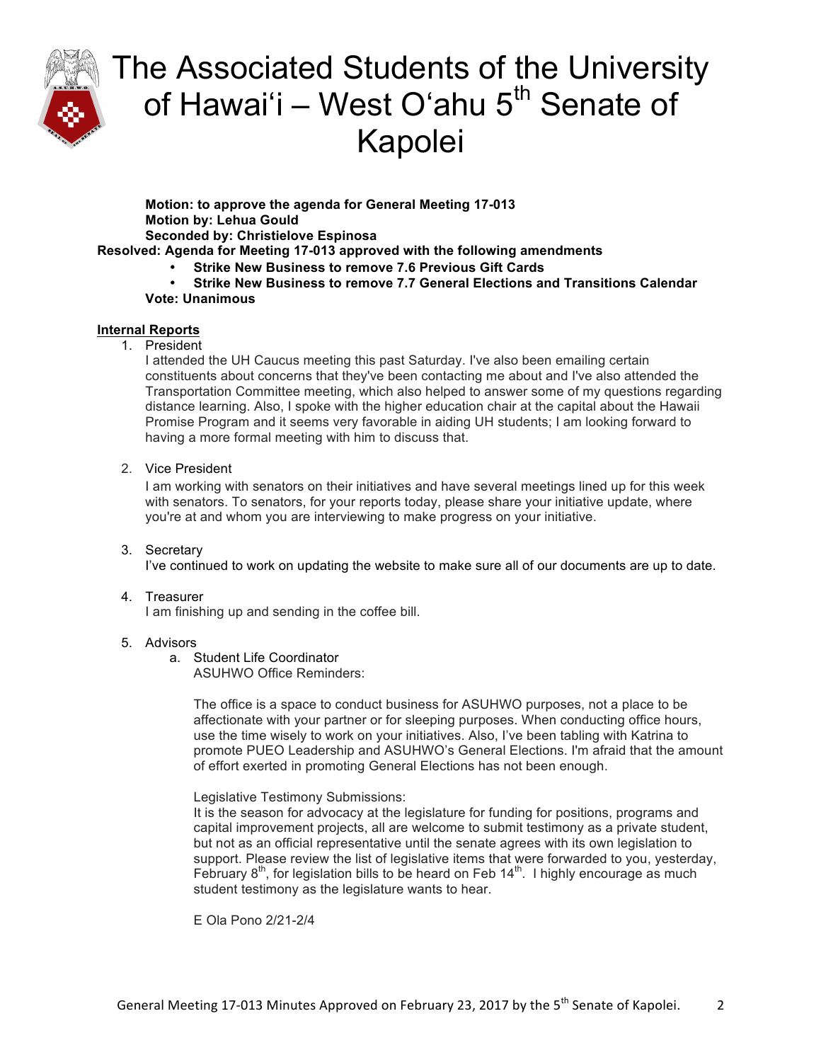**Motion: to approve the agenda for General Meeting 17-013**
**Motion by: Lehua Gould**
**Seconded by: Christielove Espinosa**
**Resolved: Agenda for Meeting 17-013 approved with the following amendments**

- **Strike New Business to remove 7.6 Previous Gift Cards**
- **Strike New Business to remove 7.7 General Elections and Transitions Calendar**

**Vote: Unanimous**

## Internal Reports

1. President

   I attended the UH Caucus meeting this past Saturday. I've also been emailing certain constituents about concerns that they've been contacting me about and I've also attended the Transportation Committee meeting, which also helped to answer some of my questions regarding distance learning. Also, I spoke with the higher education chair at the capital about the Hawaii Promise Program and it seems very favorable in aiding UH students; I am looking forward to having a more formal meeting with him to discuss that.

2. Vice President

   I am working with senators on their initiatives and have several meetings lined up for this week with senators. To senators, for your reports today, please share your initiative update, where you're at and whom you are interviewing to make progress on your initiative.

3. Secretary

   I've continued to work on updating the website to make sure all of our documents are up to date.

4. Treasurer

   I am finishing up and sending in the coffee bill.

5. Advisors
   a. Student Life Coordinator

      ASUHWO Office Reminders:

      The office is a space to conduct business for ASUHWO purposes, not a place to be affectionate with your partner or for sleeping purposes. When conducting office hours, use the time wisely to work on your initiatives. Also, I've been tabling with Katrina to promote PUEO Leadership and ASUHWO's General Elections. I'm afraid that the amount of effort exerted in promoting General Elections has not been enough.

      Legislative Testimony Submissions:
      It is the season for advocacy at the legislature for funding for positions, programs and capital improvement projects, all are welcome to submit testimony as a private student, but not as an official representative until the senate agrees with its own legislation to support. Please review the list of legislative items that were forwarded to you, yesterday, February 8th, for legislation bills to be heard on Feb 14th. I highly encourage as much student testimony as the legislature wants to hear.

      E Ola Pono 2/21-2/4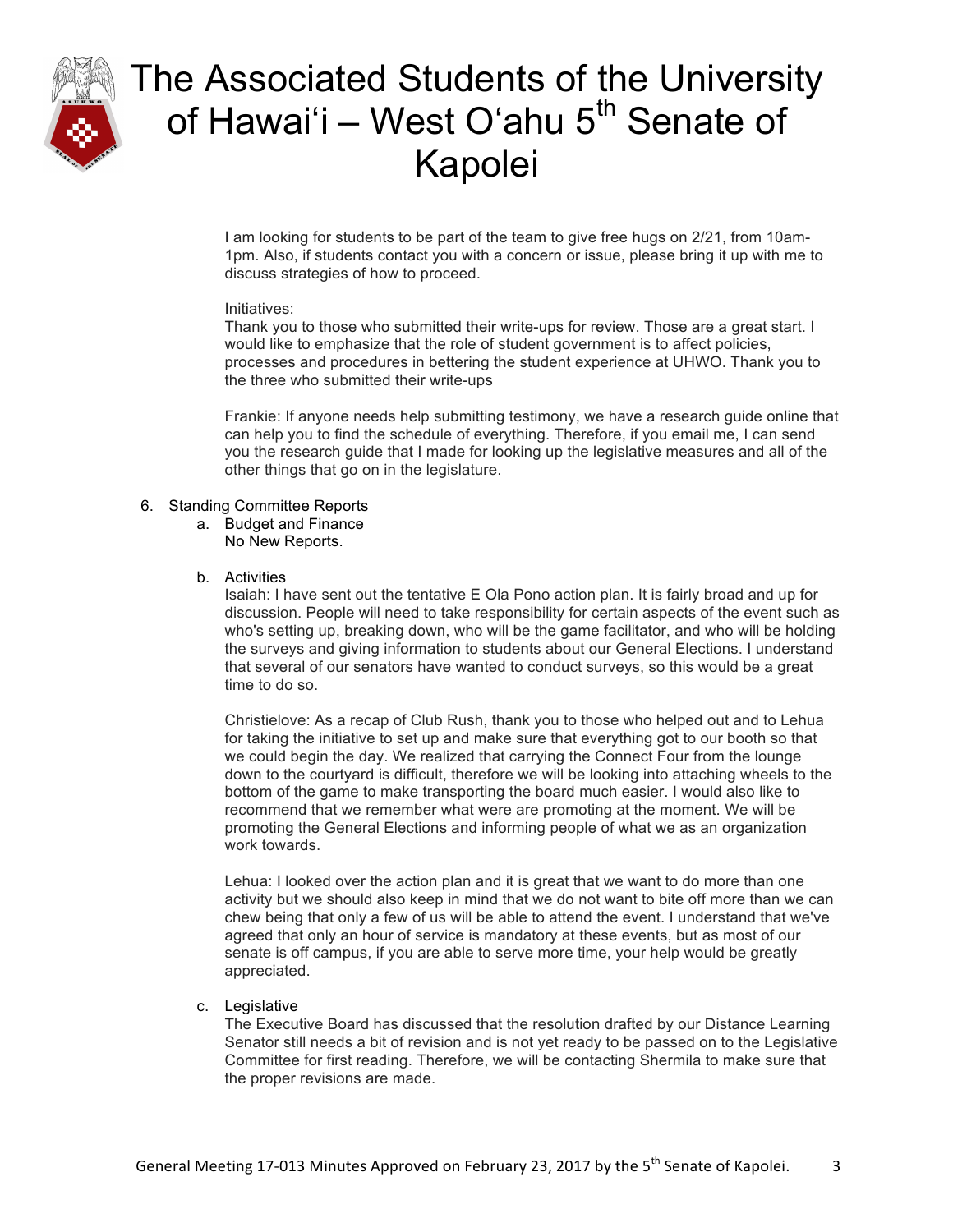I am looking for students to be part of the team to give free hugs on 2/21, from 10am-1pm. Also, if students contact you with a concern or issue, please bring it up with me to discuss strategies of how to proceed.

Initiatives:
Thank you to those who submitted their write-ups for review. Those are a great start. I would like to emphasize that the role of student government is to affect policies, processes and procedures in bettering the student experience at UHWO. Thank you to the three who submitted their write-ups

Frankie: If anyone needs help submitting testimony, we have a research guide online that can help you to find the schedule of everything. Therefore, if you email me, I can send you the research guide that I made for looking up the legislative measures and all of the other things that go on in the legislature.

6. Standing Committee Reports
   a. Budget and Finance
      No New Reports.

   b. Activities
      Isaiah: I have sent out the tentative E Ola Pono action plan. It is fairly broad and up for discussion. People will need to take responsibility for certain aspects of the event such as who's setting up, breaking down, who will be the game facilitator, and who will be holding the surveys and giving information to students about our General Elections. I understand that several of our senators have wanted to conduct surveys, so this would be a great time to do so.

      Christielove: As a recap of Club Rush, thank you to those who helped out and to Lehua for taking the initiative to set up and make sure that everything got to our booth so that we could begin the day. We realized that carrying the Connect Four from the lounge down to the courtyard is difficult, therefore we will be looking into attaching wheels to the bottom of the game to make transporting the board much easier. I would also like to recommend that we remember what were are promoting at the moment. We will be promoting the General Elections and informing people of what we as an organization work towards.

      Lehua: I looked over the action plan and it is great that we want to do more than one activity but we should also keep in mind that we do not want to bite off more than we can chew being that only a few of us will be able to attend the event. I understand that we've agreed that only an hour of service is mandatory at these events, but as most of our senate is off campus, if you are able to serve more time, your help would be greatly appreciated.

   c. Legislative
      The Executive Board has discussed that the resolution drafted by our Distance Learning Senator still needs a bit of revision and is not yet ready to be passed on to the Legislative Committee for first reading. Therefore, we will be contacting Shermila to make sure that the proper revisions are made.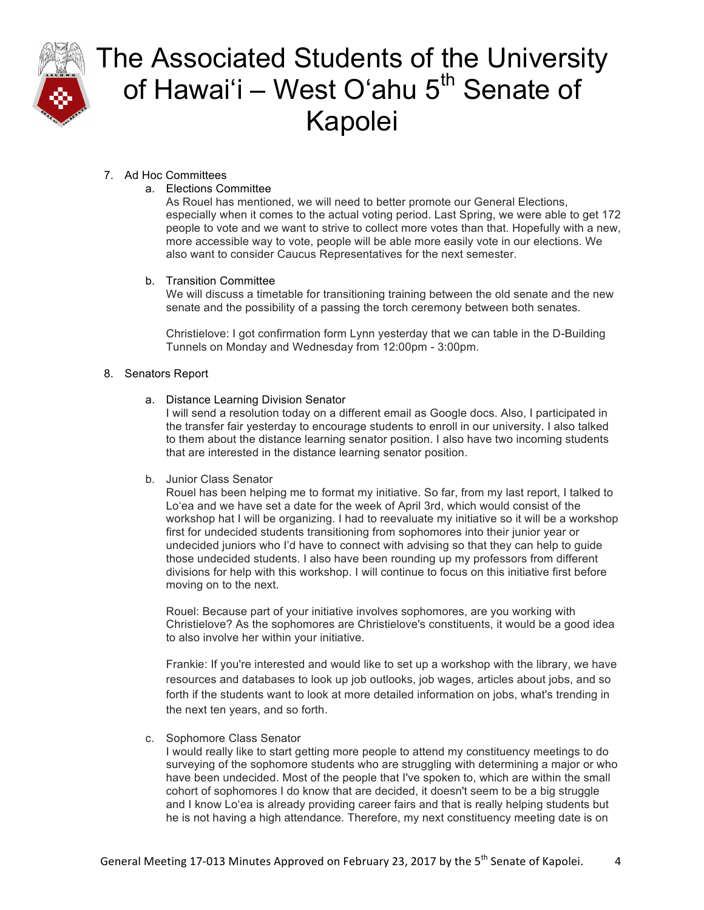7. Ad Hoc Committees
   a. Elections Committee
      As Rouel has mentioned, we will need to better promote our General Elections, especially when it comes to the actual voting period. Last Spring, we were able to get 172 people to vote and we want to strive to collect more votes than that. Hopefully with a new, more accessible way to vote, people will be able more easily vote in our elections. We also want to consider Caucus Representatives for the next semester.

   b. Transition Committee
      We will discuss a timetable for transitioning training between the old senate and the new senate and the possibility of a passing the torch ceremony between both senates.

      Christielove: I got confirmation form Lynn yesterday that we can table in the D-Building Tunnels on Monday and Wednesday from 12:00pm - 3:00pm.

8. Senators Report

   a. Distance Learning Division Senator
      I will send a resolution today on a different email as Google docs. Also, I participated in the transfer fair yesterday to encourage students to enroll in our university. I also talked to them about the distance learning senator position. I also have two incoming students that are interested in the distance learning senator position.

   b. Junior Class Senator
      Rouel has been helping me to format my initiative. So far, from my last report, I talked to Lo'ea and we have set a date for the week of April 3rd, which would consist of the workshop hat I will be organizing. I had to reevaluate my initiative so it will be a workshop first for undecided students transitioning from sophomores into their junior year or undecided juniors who I'd have to connect with advising so that they can help to guide those undecided students. I also have been rounding up my professors from different divisions for help with this workshop. I will continue to focus on this initiative first before moving on to the next.

      Rouel: Because part of your initiative involves sophomores, are you working with Christielove? As the sophomores are Christielove's constituents, it would be a good idea to also involve her within your initiative.

      Frankie: If you're interested and would like to set up a workshop with the library, we have resources and databases to look up job outlooks, job wages, articles about jobs, and so forth if the students want to look at more detailed information on jobs, what's trending in the next ten years, and so forth.

   c. Sophomore Class Senator
      I would really like to start getting more people to attend my constituency meetings to do surveying of the sophomore students who are struggling with determining a major or who have been undecided. Most of the people that I've spoken to, which are within the small cohort of sophomores I do know that are decided, it doesn't seem to be a big struggle and I know Lo'ea is already providing career fairs and that is really helping students but he is not having a high attendance. Therefore, my next constituency meeting date is on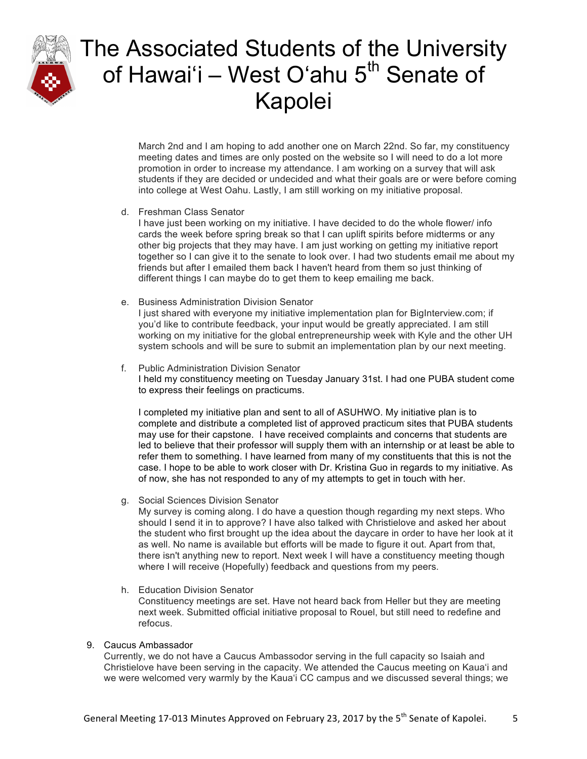March 2nd and I am hoping to add another one on March 22nd. So far, my constituency meeting dates and times are only posted on the website so I will need to do a lot more promotion in order to increase my attendance. I am working on a survey that will ask students if they are decided or undecided and what their goals are or were before coming into college at West Oahu. Lastly, I am still working on my initiative proposal.

d. Freshman Class Senator
   I have just been working on my initiative. I have decided to do the whole flower/ info cards the week before spring break so that I can uplift spirits before midterms or any other big projects that they may have. I am just working on getting my initiative report together so I can give it to the senate to look over. I had two students email me about my friends but after I emailed them back I haven't heard from them so just thinking of different things I can maybe do to get them to keep emailing me back.

e. Business Administration Division Senator
   I just shared with everyone my initiative implementation plan for BigInterview.com; if you'd like to contribute feedback, your input would be greatly appreciated. I am still working on my initiative for the global entrepreneurship week with Kyle and the other UH system schools and will be sure to submit an implementation plan by our next meeting.

f. Public Administration Division Senator
   I held my constituency meeting on Tuesday January 31st. I had one PUBA student come to express their feelings on practicums.

   I completed my initiative plan and sent to all of ASUHWO. My initiative plan is to complete and distribute a completed list of approved practicum sites that PUBA students may use for their capstone. I have received complaints and concerns that students are led to believe that their professor will supply them with an internship or at least be able to refer them to something. I have learned from many of my constituents that this is not the case. I hope to be able to work closer with Dr. Kristina Guo in regards to my initiative. As of now, she has not responded to any of my attempts to get in touch with her.

g. Social Sciences Division Senator
   My survey is coming along. I do have a question though regarding my next steps. Who should I send it in to approve? I have also talked with Christielove and asked her about the student who first brought up the idea about the daycare in order to have her look at it as well. No name is available but efforts will be made to figure it out. Apart from that, there isn't anything new to report. Next week I will have a constituency meeting though where I will receive (Hopefully) feedback and questions from my peers.

h. Education Division Senator
   Constituency meetings are set. Have not heard back from Heller but they are meeting next week. Submitted official initiative proposal to Rouel, but still need to redefine and refocus.

9. Caucus Ambassador
   Currently, we do not have a Caucus Ambassodor serving in the full capacity so Isaiah and Christielove have been serving in the capacity. We attended the Caucus meeting on Kauaʻi and we were welcomed very warmly by the Kauaʻi CC campus and we discussed several things; we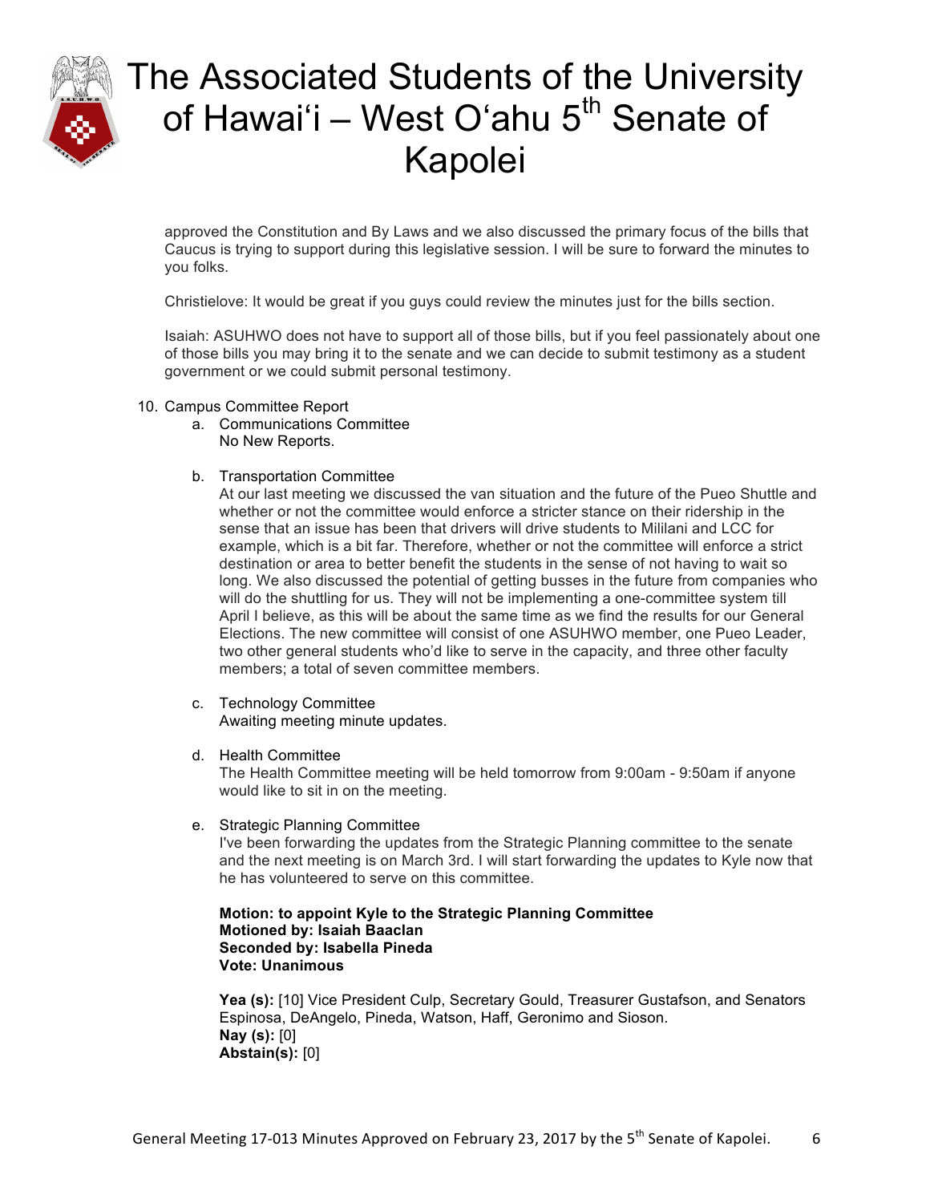approved the Constitution and By Laws and we also discussed the primary focus of the bills that Caucus is trying to support during this legislative session. I will be sure to forward the minutes to you folks.

Christielove: It would be great if you guys could review the minutes just for the bills section.

Isaiah: ASUHWO does not have to support all of those bills, but if you feel passionately about one of those bills you may bring it to the senate and we can decide to submit testimony as a student government or we could submit personal testimony.

10. Campus Committee Report
    a. Communications Committee
       No New Reports.

    b. Transportation Committee
       At our last meeting we discussed the van situation and the future of the Pueo Shuttle and whether or not the committee would enforce a stricter stance on their ridership in the sense that an issue has been that drivers will drive students to Mililani and LCC for example, which is a bit far. Therefore, whether or not the committee will enforce a strict destination or area to better benefit the students in the sense of not having to wait so long. We also discussed the potential of getting busses in the future from companies who will do the shuttling for us. They will not be implementing a one-committee system till April I believe, as this will be about the same time as we find the results for our General Elections. The new committee will consist of one ASUHWO member, one Pueo Leader, two other general students who'd like to serve in the capacity, and three other faculty members; a total of seven committee members.

    c. Technology Committee
       Awaiting meeting minute updates.

    d. Health Committee
       The Health Committee meeting will be held tomorrow from 9:00am - 9:50am if anyone would like to sit in on the meeting.

    e. Strategic Planning Committee
       I've been forwarding the updates from the Strategic Planning committee to the senate and the next meeting is on March 3rd. I will start forwarding the updates to Kyle now that he has volunteered to serve on this committee.

       **Motion: to appoint Kyle to the Strategic Planning Committee**
       **Motioned by: Isaiah Baaclan**
       **Seconded by: Isabella Pineda**
       **Vote: Unanimous**

       **Yea (s):** [10] Vice President Culp, Secretary Gould, Treasurer Gustafson, and Senators Espinosa, DeAngelo, Pineda, Watson, Haff, Geronimo and Sioson.
       **Nay (s):** [0]
       **Abstain(s):** [0]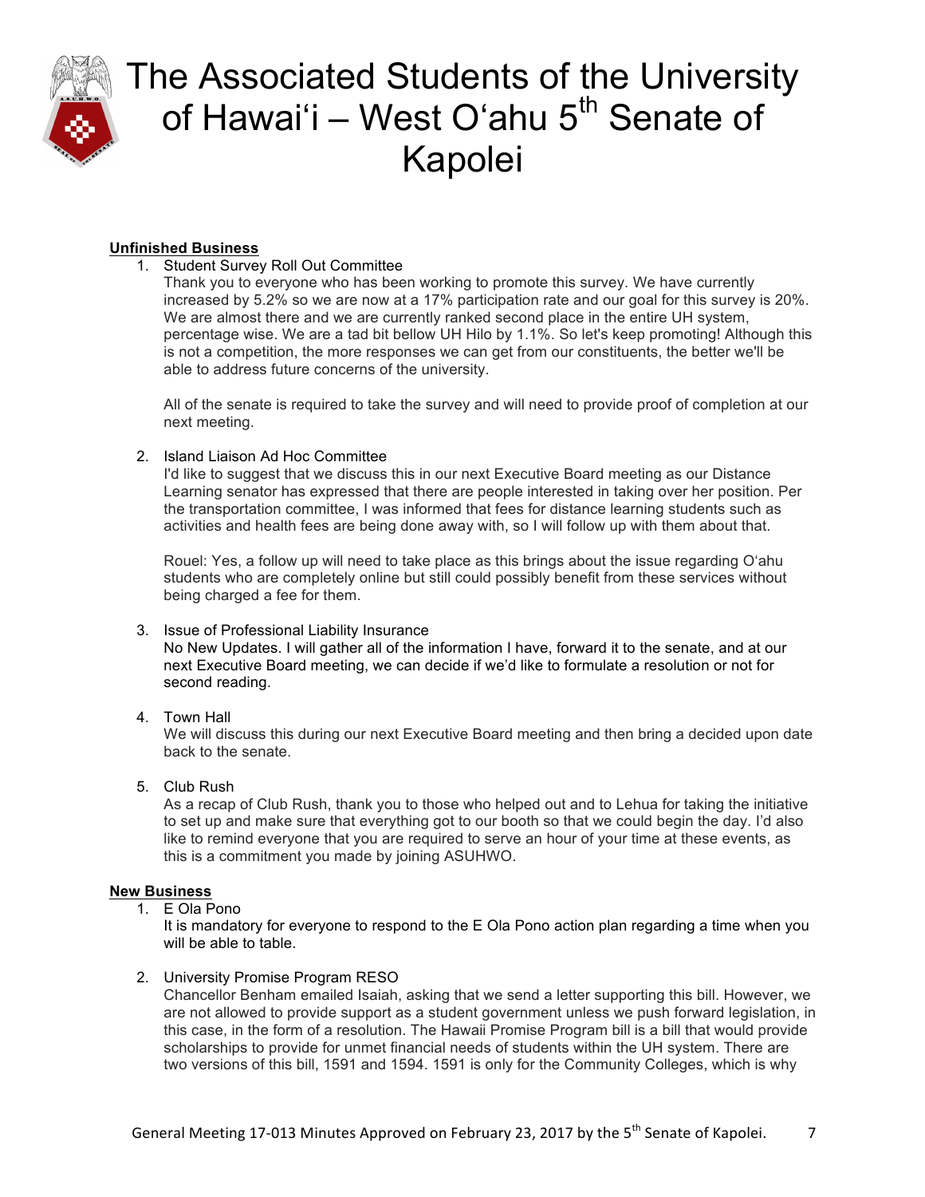**Unfinished Business**

1. Student Survey Roll Out Committee
   Thank you to everyone who has been working to promote this survey. We have currently increased by 5.2% so we are now at a 17% participation rate and our goal for this survey is 20%. We are almost there and we are currently ranked second place in the entire UH system, percentage wise. We are a tad bit bellow UH Hilo by 1.1%. So let's keep promoting! Although this is not a competition, the more responses we can get from our constituents, the better we'll be able to address future concerns of the university.

   All of the senate is required to take the survey and will need to provide proof of completion at our next meeting.

2. Island Liaison Ad Hoc Committee
   I'd like to suggest that we discuss this in our next Executive Board meeting as our Distance Learning senator has expressed that there are people interested in taking over her position. Per the transportation committee, I was informed that fees for distance learning students such as activities and health fees are being done away with, so I will follow up with them about that.

   Rouel: Yes, a follow up will need to take place as this brings about the issue regarding Oʻahu students who are completely online but still could possibly benefit from these services without being charged a fee for them.

3. Issue of Professional Liability Insurance
   No New Updates. I will gather all of the information I have, forward it to the senate, and at our next Executive Board meeting, we can decide if we'd like to formulate a resolution or not for second reading.

4. Town Hall
   We will discuss this during our next Executive Board meeting and then bring a decided upon date back to the senate.

5. Club Rush
   As a recap of Club Rush, thank you to those who helped out and to Lehua for taking the initiative to set up and make sure that everything got to our booth so that we could begin the day. I'd also like to remind everyone that you are required to serve an hour of your time at these events, as this is a commitment you made by joining ASUHWO.

**New Business**

1. E Ola Pono
   It is mandatory for everyone to respond to the E Ola Pono action plan regarding a time when you will be able to table.

2. University Promise Program RESO
   Chancellor Benham emailed Isaiah, asking that we send a letter supporting this bill. However, we are not allowed to provide support as a student government unless we push forward legislation, in this case, in the form of a resolution. The Hawaii Promise Program bill is a bill that would provide scholarships to provide for unmet financial needs of students within the UH system. There are two versions of this bill, 1591 and 1594. 1591 is only for the Community Colleges, which is why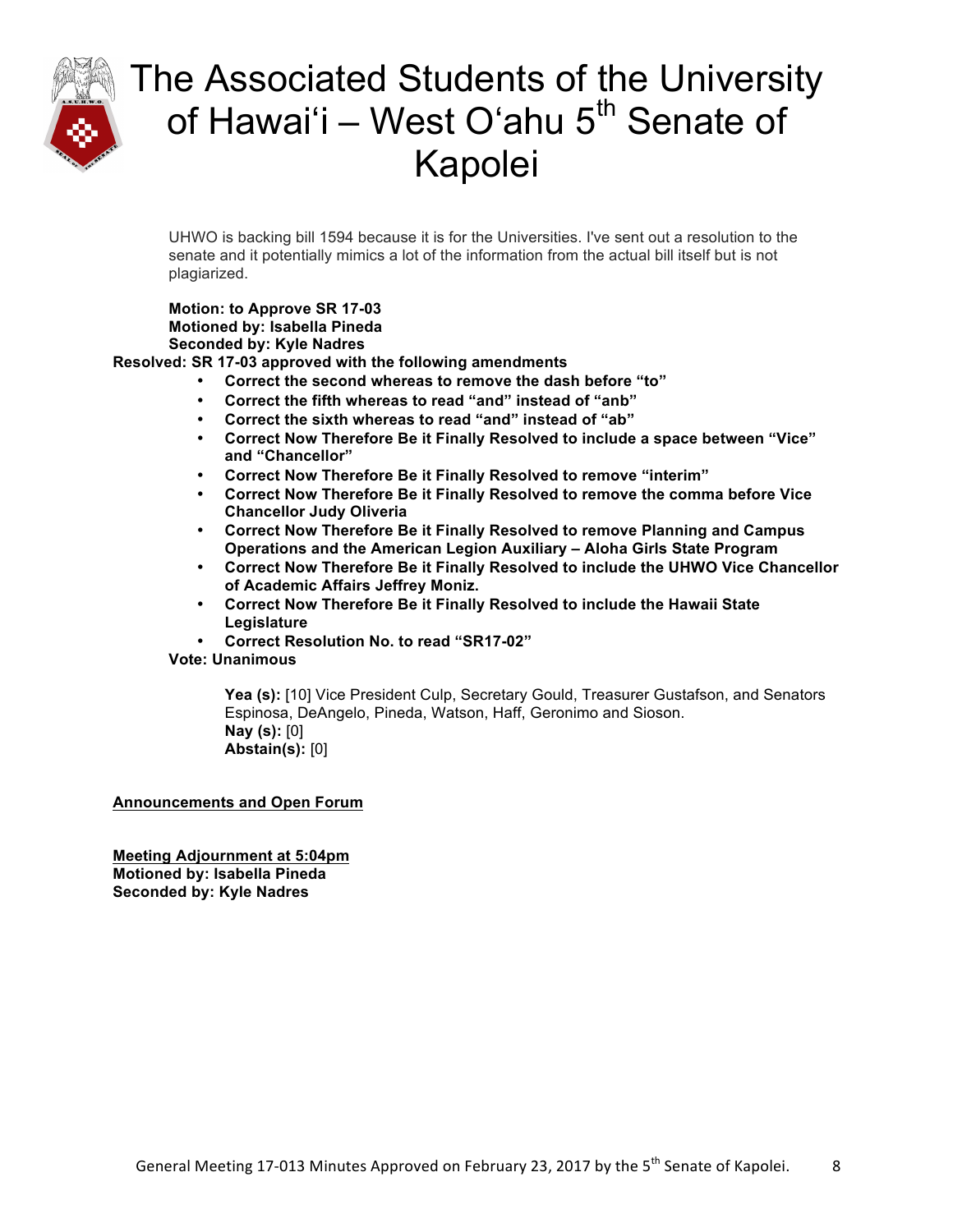UHWO is backing bill 1594 because it is for the Universities. I've sent out a resolution to the senate and it potentially mimics a lot of the information from the actual bill itself but is not plagiarized.

**Motion: to Approve SR 17-03**
**Motioned by: Isabella Pineda**
**Seconded by: Kyle Nadres**

**Resolved: SR 17-03 approved with the following amendments**

- **Correct the second whereas to remove the dash before "to"**
- **Correct the fifth whereas to read "and" instead of "anb"**
- **Correct the sixth whereas to read "and" instead of "ab"**
- **Correct Now Therefore Be it Finally Resolved to include a space between "Vice" and "Chancellor"**
- **Correct Now Therefore Be it Finally Resolved to remove "interim"**
- **Correct Now Therefore Be it Finally Resolved to remove the comma before Vice Chancellor Judy Oliveria**
- **Correct Now Therefore Be it Finally Resolved to remove Planning and Campus Operations and the American Legion Auxiliary – Aloha Girls State Program**
- **Correct Now Therefore Be it Finally Resolved to include the UHWO Vice Chancellor of Academic Affairs Jeffrey Moniz.**
- **Correct Now Therefore Be it Finally Resolved to include the Hawaii State Legislature**
- **Correct Resolution No. to read "SR17-02"**

**Vote: Unanimous**

**Yea (s):** [10] Vice President Culp, Secretary Gould, Treasurer Gustafson, and Senators Espinosa, DeAngelo, Pineda, Watson, Haff, Geronimo and Sioson.
**Nay (s):** [0]
**Abstain(s):** [0]

**Announcements and Open Forum**

**Meeting Adjournment at 5:04pm**
**Motioned by: Isabella Pineda**
**Seconded by: Kyle Nadres**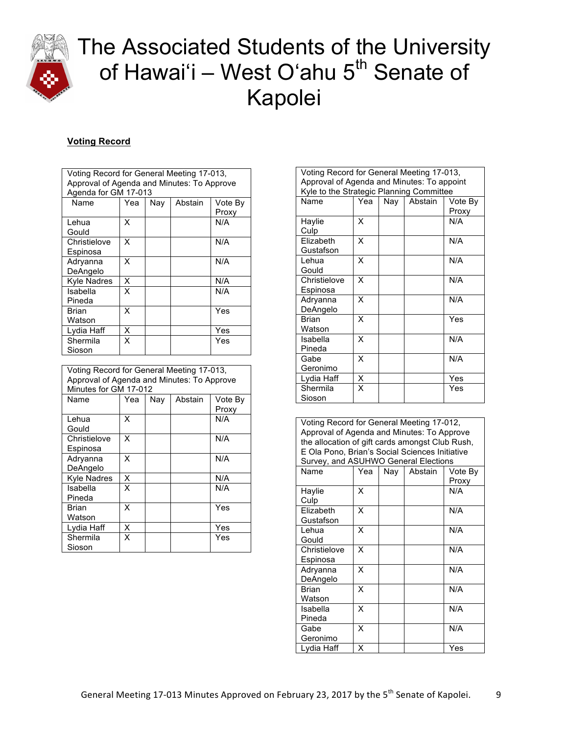# The Associated Students of the University of Hawaiʻi – West Oʻahu 5th Senate of Kapolei

**Voting Record**

| Voting Record for General Meeting 17-013, Approval of Agenda and Minutes: To Approve Agenda for GM 17-013 | | | | |
|---|---|---|---|---|
| Name | Yea | Nay | Abstain | Vote By Proxy |
| Lehua Gould | X | | | N/A |
| Christielove Espinosa | X | | | N/A |
| Adryanna DeAngelo | X | | | N/A |
| Kyle Nadres | X | | | N/A |
| Isabella Pineda | X | | | N/A |
| Brian Watson | X | | | Yes |
| Lydia Haff | X | | | Yes |
| Shermila Sioson | X | | | Yes |

| Voting Record for General Meeting 17-013, Approval of Agenda and Minutes: To Approve Minutes for GM 17-012 | | | | |
|---|---|---|---|---|
| Name | Yea | Nay | Abstain | Vote By Proxy |
| Lehua Gould | X | | | N/A |
| Christielove Espinosa | X | | | N/A |
| Adryanna DeAngelo | X | | | N/A |
| Kyle Nadres | X | | | N/A |
| Isabella Pineda | X | | | N/A |
| Brian Watson | X | | | Yes |
| Lydia Haff | X | | | Yes |
| Shermila Sioson | X | | | Yes |

| Voting Record for General Meeting 17-013, Approval of Agenda and Minutes: To appoint Kyle to the Strategic Planning Committee | | | | |
|---|---|---|---|---|
| Name | Yea | Nay | Abstain | Vote By Proxy |
| Haylie Culp | X | | | N/A |
| Elizabeth Gustafson | X | | | N/A |
| Lehua Gould | X | | | N/A |
| Christielove Espinosa | X | | | N/A |
| Adryanna DeAngelo | X | | | N/A |
| Brian Watson | X | | | Yes |
| Isabella Pineda | X | | | N/A |
| Gabe Geronimo | X | | | N/A |
| Lydia Haff | X | | | Yes |
| Shermila Sioson | X | | | Yes |

| Voting Record for General Meeting 17-012, Approval of Agenda and Minutes: To Approve the allocation of gift cards amongst Club Rush, E Ola Pono, Brian's Social Sciences Initiative Survey, and ASUHWO General Elections | | | | |
|---|---|---|---|---|
| Name | Yea | Nay | Abstain | Vote By Proxy |
| Haylie Culp | X | | | N/A |
| Elizabeth Gustafson | X | | | N/A |
| Lehua Gould | X | | | N/A |
| Christielove Espinosa | X | | | N/A |
| Adryanna DeAngelo | X | | | N/A |
| Brian Watson | X | | | N/A |
| Isabella Pineda | X | | | N/A |
| Gabe Geronimo | X | | | N/A |
| Lydia Haff | X | | | Yes |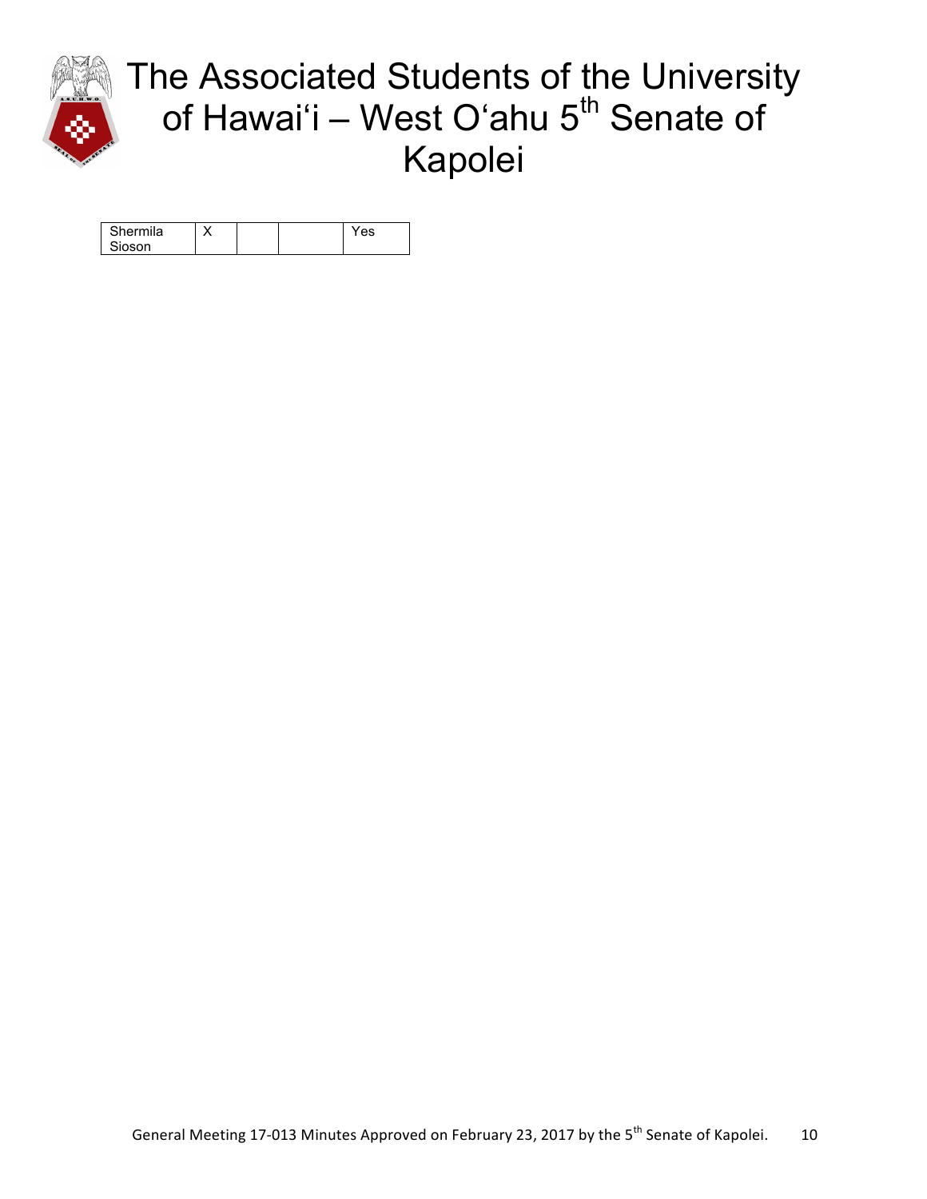| | | | | |
|---|---|---|---|---|
| Shermila Sioson | X | | | Yes |